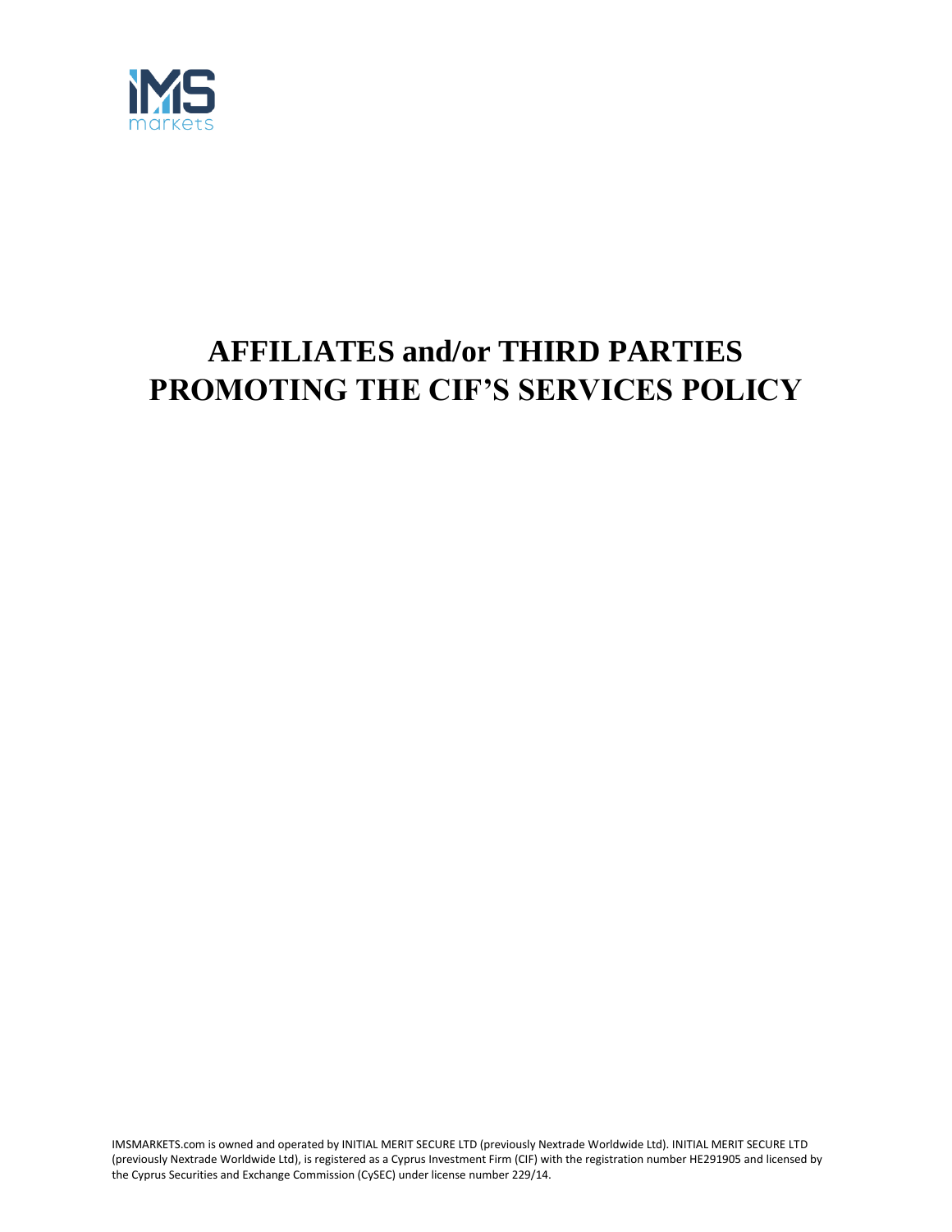# AFFILIATES and/or THIRD PARTIES PROMOTING THE CIF'S SERVICES POLICY

IMSMARKETS.com is owned and operated by INITIAL MERIT SECURE LTD (previously Nextrade Worldwide Ltd). INITIAL MERIT SECURE LTD (previously Nextrade Worldwide Ltd), is registered as a Cyprus Investment Firm (CIF) with the registration number HE291905 and licensed by the Cyprus Securities and Exchange Commission (CySEC) under license number 229/14.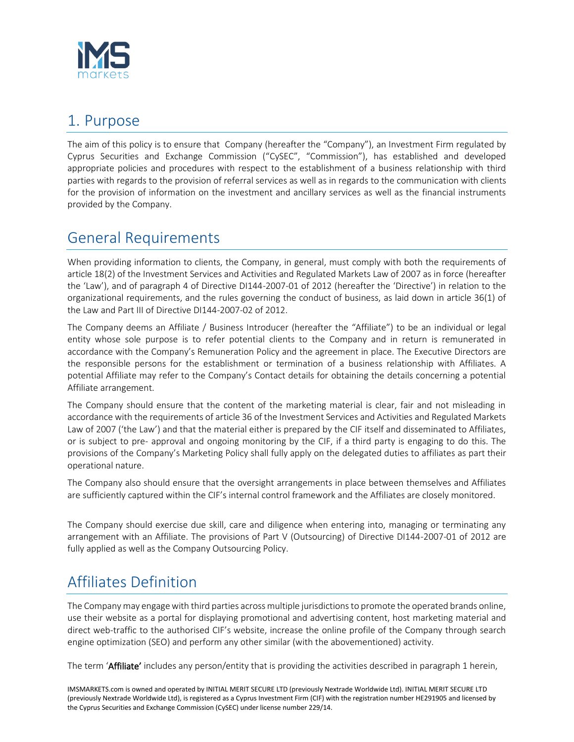# 1. Purpose

The aim of this policy is to ensure that Company (hereafter the "Company"), an Investment Firm regulated by Cyprus Securities and Exchange Commission ("CySEC", "Commission"), has established and developed appropriate policies and procedures with respect to the establishment of a business relationship with third parties with regards to the provision of referral services as well as in regards to the communication with clients for the provision of information on the investment and ancillary services as well as the financial instruments provided by the Company.

# General Requirements

When providing information to clients, the Company, in general, must comply with both the requirements of article 18(2) of the Investment Services and Activities and Regulated Markets Law of 2007 as in force (hereafter the 'Law'), and of paragraph 4 of Directive DI144-2007-01 of 2012 (hereafter the 'Directive') in relation to the organizational requirements, and the rules governing the conduct of business, as laid down in article 36(1) of the Law and Part III of Directive DI144-2007-02 of 2012.

The Company deems an Affiliate / Business Introducer (hereafter the "Affiliate") to be an individual or legal entity whose sole purpose is to refer potential clients to the Company and in return is remunerated in accordance with the Company's Remuneration Policy and the agreement in place. The Executive Directors are the responsible persons for the establishment or termination of a business relationship with Affiliates. A potential Affiliate may refer to the Company's Contact details for obtaining the details concerning a potential Affiliate arrangement.

The Company should ensure that the content of the marketing material is clear, fair and not misleading in accordance with the requirements of article 36 of the Investment Services and Activities and Regulated Markets Law of 2007 ('the Law') and that the material either is prepared by the CIF itself and disseminated to Affiliates, or is subject to pre- approval and ongoing monitoring by the CIF, if a third party is engaging to do this. The provisions of the Company's Marketing Policy shall fully apply on the delegated duties to affiliates as part their operational nature.

The Company also should ensure that the oversight arrangements in place between themselves and Affiliates are sufficiently captured within the CIF's internal control framework and the Affiliates are closely monitored.

The Company should exercise due skill, care and diligence when entering into, managing or terminating any arrangement with an Affiliate. The provisions of Part V (Outsourcing) of Directive DI144-2007-01 of 2012 are fully applied as well as the Company Outsourcing Policy.

# Affiliates Definition

The Company may engage with third parties across multiple jurisdictions to promote the operated brands online, use their website as a portal for displaying promotional and advertising content, host marketing material and direct web-traffic to the authorised CIF's website, increase the online profile of the Company through search engine optimization (SEO) and perform any other similar (with the abovementioned) activity.

The term '**Affiliate**' includes any person/entity that is providing the activities described in paragraph 1 herein,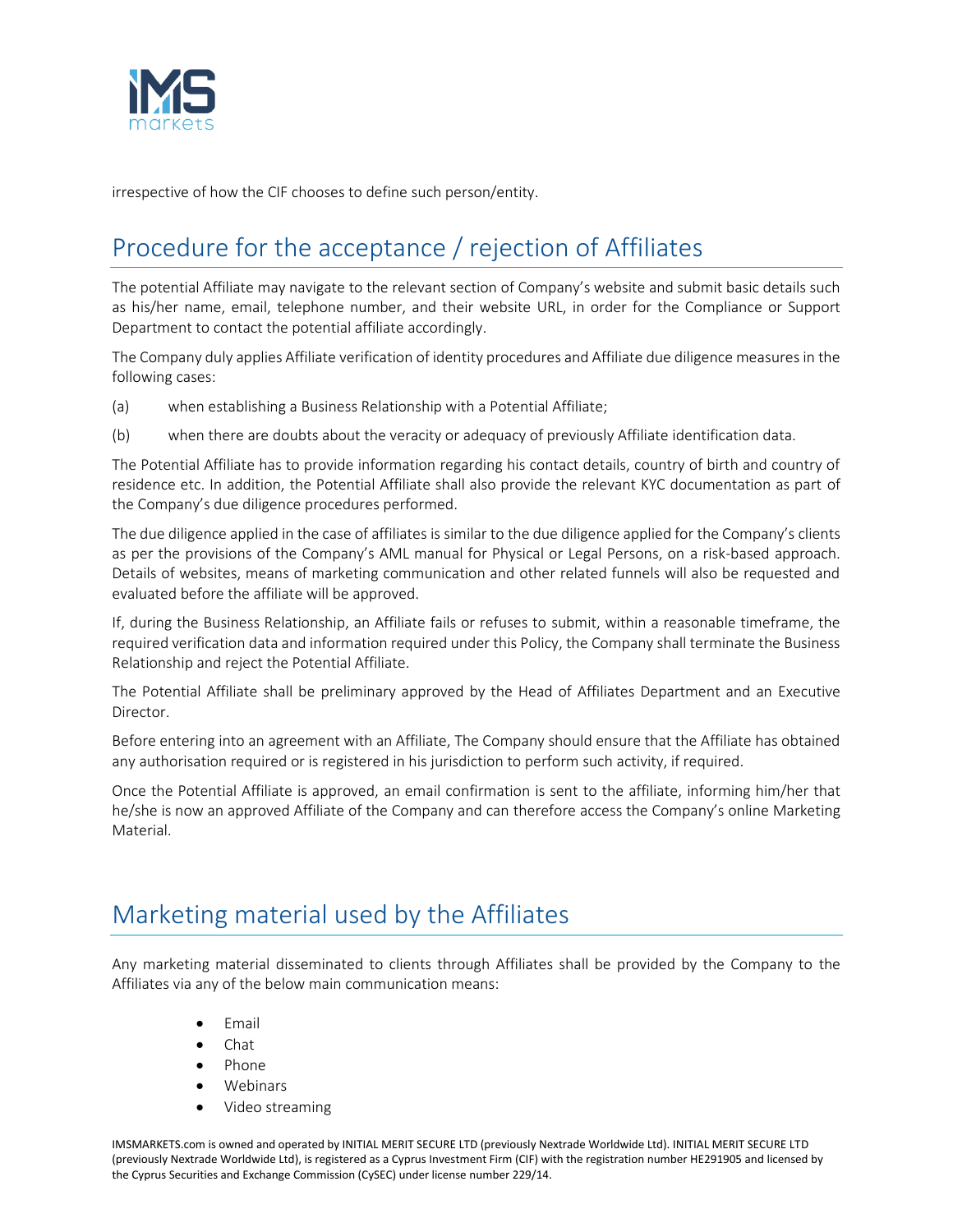irrespective of how the CIF chooses to define such person/entity.

## Procedure for the acceptance / rejection of Affiliates

The potential Affiliate may navigate to the relevant section of Company's website and submit basic details such as his/her name, email, telephone number, and their website URL, in order for the Compliance or Support Department to contact the potential affiliate accordingly.

The Company duly applies Affiliate verification of identity procedures and Affiliate due diligence measures in the following cases:

(a) when establishing a Business Relationship with a Potential Affiliate;

(b) when there are doubts about the veracity or adequacy of previously Affiliate identification data.

The Potential Affiliate has to provide information regarding his contact details, country of birth and country of residence etc. In addition, the Potential Affiliate shall also provide the relevant KYC documentation as part of the Company's due diligence procedures performed.

The due diligence applied in the case of affiliates is similar to the due diligence applied for the Company's clients as per the provisions of the Company's AML manual for Physical or Legal Persons, on a risk-based approach. Details of websites, means of marketing communication and other related funnels will also be requested and evaluated before the affiliate will be approved.

If, during the Business Relationship, an Affiliate fails or refuses to submit, within a reasonable timeframe, the required verification data and information required under this Policy, the Company shall terminate the Business Relationship and reject the Potential Affiliate.

The Potential Affiliate shall be preliminary approved by the Head of Affiliates Department and an Executive Director.

Before entering into an agreement with an Affiliate, The Company should ensure that the Affiliate has obtained any authorisation required or is registered in his jurisdiction to perform such activity, if required.

Once the Potential Affiliate is approved, an email confirmation is sent to the affiliate, informing him/her that he/she is now an approved Affiliate of the Company and can therefore access the Company's online Marketing Material.

## Marketing material used by the Affiliates

Any marketing material disseminated to clients through Affiliates shall be provided by the Company to the Affiliates via any of the below main communication means:

- Email
- Chat
- Phone
- Webinars
- Video streaming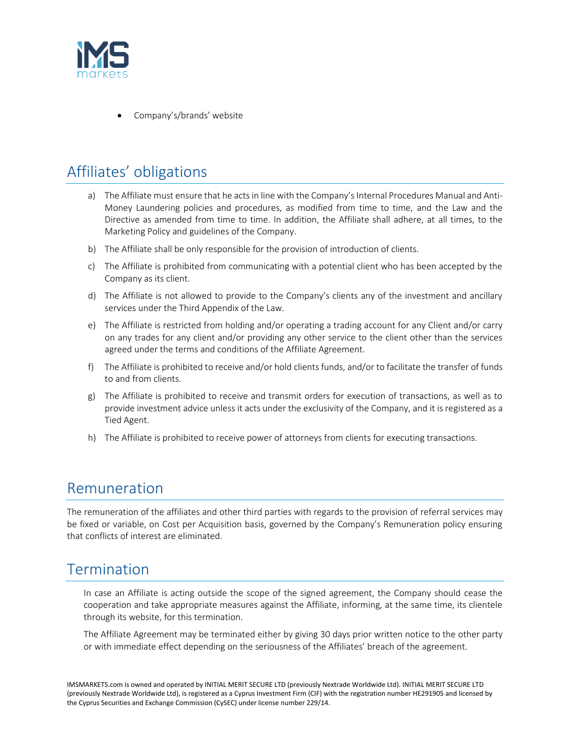- Company's/brands' website

## Affiliates' obligations

a) The Affiliate must ensure that he acts in line with the Company's Internal Procedures Manual and Anti-Money Laundering policies and procedures, as modified from time to time, and the Law and the Directive as amended from time to time. In addition, the Affiliate shall adhere, at all times, to the Marketing Policy and guidelines of the Company.

b) The Affiliate shall be only responsible for the provision of introduction of clients.

c) The Affiliate is prohibited from communicating with a potential client who has been accepted by the Company as its client.

d) The Affiliate is not allowed to provide to the Company's clients any of the investment and ancillary services under the Third Appendix of the Law.

e) The Affiliate is restricted from holding and/or operating a trading account for any Client and/or carry on any trades for any client and/or providing any other service to the client other than the services agreed under the terms and conditions of the Affiliate Agreement.

f) The Affiliate is prohibited to receive and/or hold clients funds, and/or to facilitate the transfer of funds to and from clients.

g) The Affiliate is prohibited to receive and transmit orders for execution of transactions, as well as to provide investment advice unless it acts under the exclusivity of the Company, and it is registered as a Tied Agent.

h) The Affiliate is prohibited to receive power of attorneys from clients for executing transactions.

## Remuneration

The remuneration of the affiliates and other third parties with regards to the provision of referral services may be fixed or variable, on Cost per Acquisition basis, governed by the Company's Remuneration policy ensuring that conflicts of interest are eliminated.

## Termination

In case an Affiliate is acting outside the scope of the signed agreement, the Company should cease the cooperation and take appropriate measures against the Affiliate, informing, at the same time, its clientele through its website, for this termination.

The Affiliate Agreement may be terminated either by giving 30 days prior written notice to the other party or with immediate effect depending on the seriousness of the Affiliates' breach of the agreement.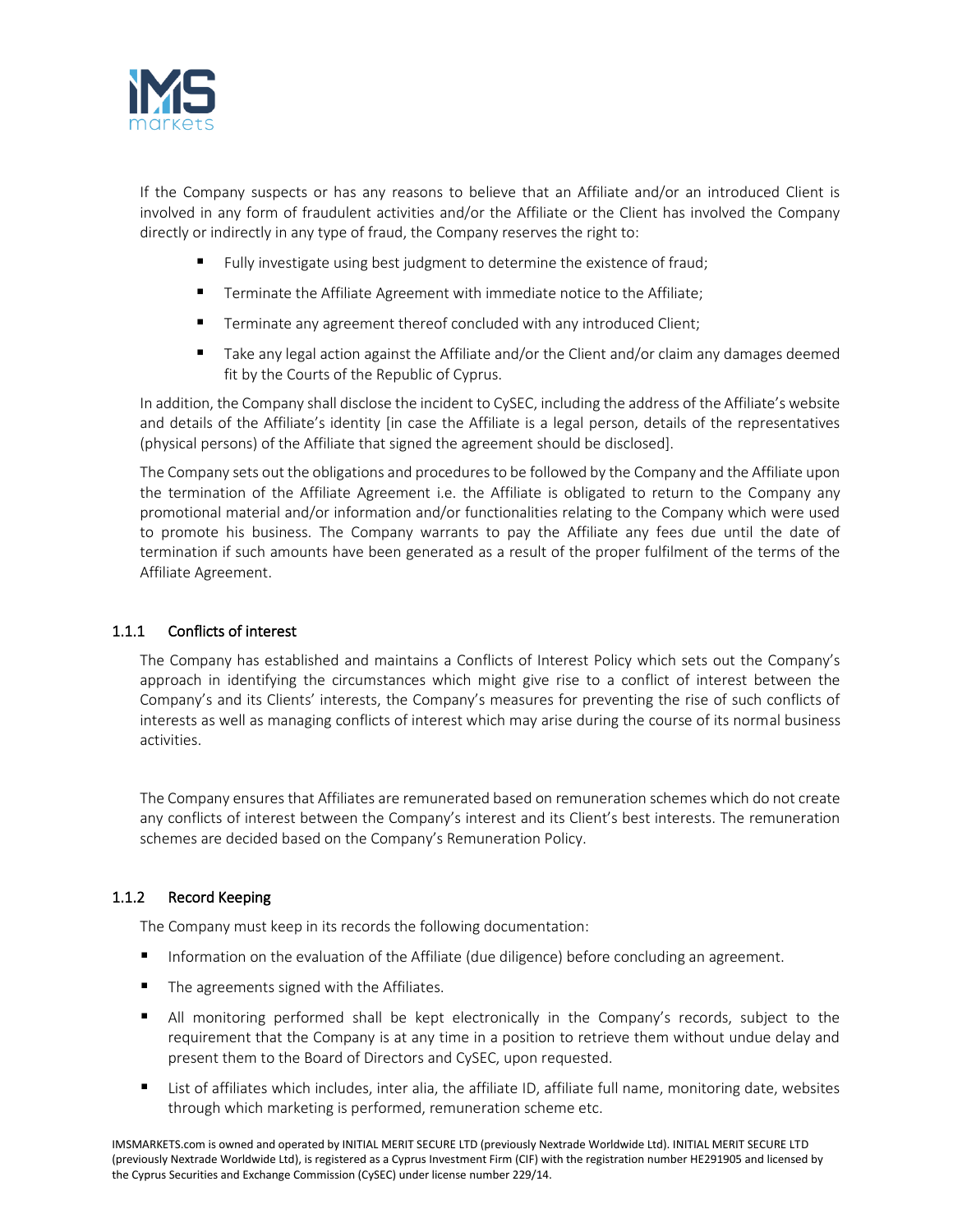If the Company suspects or has any reasons to believe that an Affiliate and/or an introduced Client is involved in any form of fraudulent activities and/or the Affiliate or the Client has involved the Company directly or indirectly in any type of fraud, the Company reserves the right to:

- Fully investigate using best judgment to determine the existence of fraud;
- Terminate the Affiliate Agreement with immediate notice to the Affiliate;
- Terminate any agreement thereof concluded with any introduced Client;
- Take any legal action against the Affiliate and/or the Client and/or claim any damages deemed fit by the Courts of the Republic of Cyprus.

In addition, the Company shall disclose the incident to CySEC, including the address of the Affiliate's website and details of the Affiliate's identity [in case the Affiliate is a legal person, details of the representatives (physical persons) of the Affiliate that signed the agreement should be disclosed].

The Company sets out the obligations and procedures to be followed by the Company and the Affiliate upon the termination of the Affiliate Agreement i.e. the Affiliate is obligated to return to the Company any promotional material and/or information and/or functionalities relating to the Company which were used to promote his business. The Company warrants to pay the Affiliate any fees due until the date of termination if such amounts have been generated as a result of the proper fulfilment of the terms of the Affiliate Agreement.

### 1.1.1 Conflicts of interest

The Company has established and maintains a Conflicts of Interest Policy which sets out the Company's approach in identifying the circumstances which might give rise to a conflict of interest between the Company's and its Clients' interests, the Company's measures for preventing the rise of such conflicts of interests as well as managing conflicts of interest which may arise during the course of its normal business activities.

The Company ensures that Affiliates are remunerated based on remuneration schemes which do not create any conflicts of interest between the Company's interest and its Client's best interests. The remuneration schemes are decided based on the Company's Remuneration Policy.

### 1.1.2 Record Keeping

The Company must keep in its records the following documentation:

- Information on the evaluation of the Affiliate (due diligence) before concluding an agreement.
- The agreements signed with the Affiliates.
- All monitoring performed shall be kept electronically in the Company's records, subject to the requirement that the Company is at any time in a position to retrieve them without undue delay and present them to the Board of Directors and CySEC, upon requested.
- List of affiliates which includes, inter alia, the affiliate ID, affiliate full name, monitoring date, websites through which marketing is performed, remuneration scheme etc.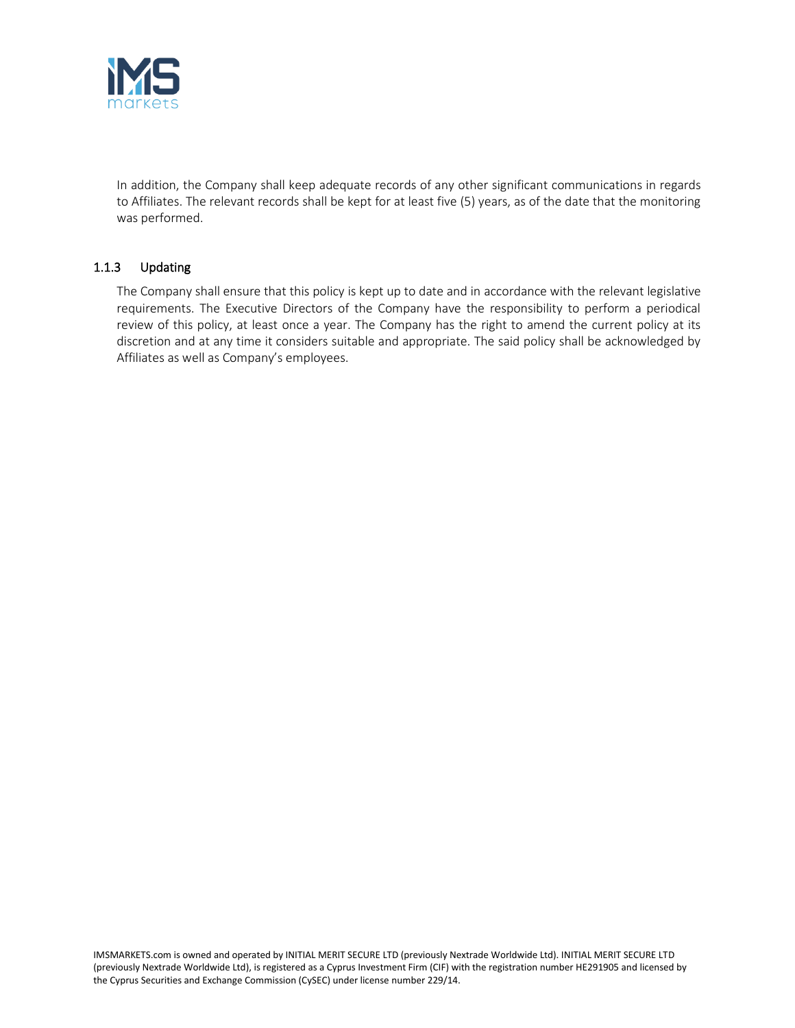In addition, the Company shall keep adequate records of any other significant communications in regards to Affiliates. The relevant records shall be kept for at least five (5) years, as of the date that the monitoring was performed.

### 1.1.3 Updating

The Company shall ensure that this policy is kept up to date and in accordance with the relevant legislative requirements. The Executive Directors of the Company have the responsibility to perform a periodical review of this policy, at least once a year. The Company has the right to amend the current policy at its discretion and at any time it considers suitable and appropriate. The said policy shall be acknowledged by Affiliates as well as Company's employees.